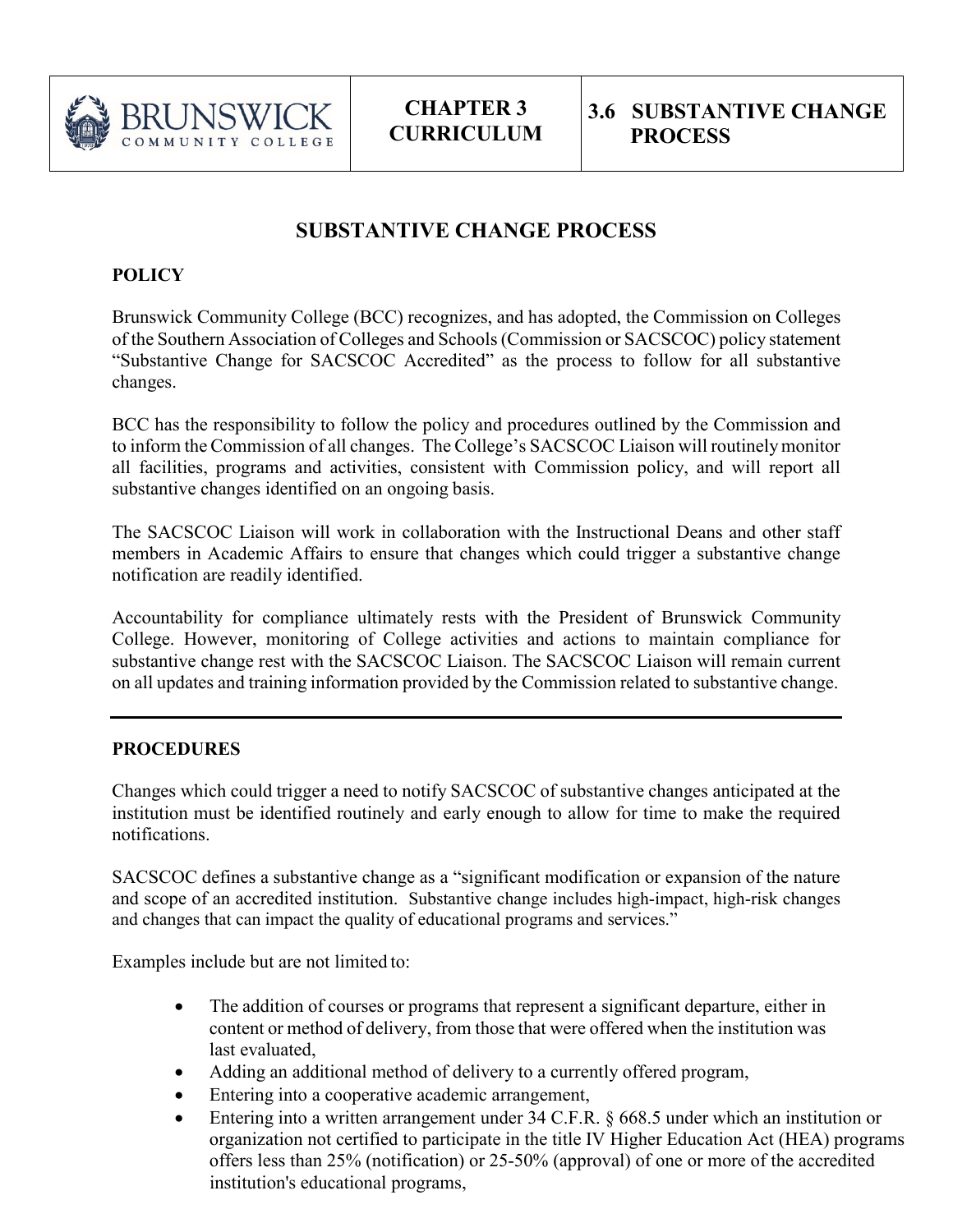| BRUNSWICK COMMUNITY COLLEGE | CHAPTER 3 CURRICULUM | 3.6 SUBSTANTIVE CHANGE PROCESS |
|---|---|---|

# SUBSTANTIVE CHANGE PROCESS

**POLICY**

Brunswick Community College (BCC) recognizes, and has adopted, the Commission on Colleges of the Southern Association of Colleges and Schools (Commission or SACSCOC) policy statement "Substantive Change for SACSCOC Accredited" as the process to follow for all substantive changes.

BCC has the responsibility to follow the policy and procedures outlined by the Commission and to inform the Commission of all changes. The College's SACSCOC Liaison will routinely monitor all facilities, programs and activities, consistent with Commission policy, and will report all substantive changes identified on an ongoing basis.

The SACSCOC Liaison will work in collaboration with the Instructional Deans and other staff members in Academic Affairs to ensure that changes which could trigger a substantive change notification are readily identified.

Accountability for compliance ultimately rests with the President of Brunswick Community College. However, monitoring of College activities and actions to maintain compliance for substantive change rest with the SACSCOC Liaison. The SACSCOC Liaison will remain current on all updates and training information provided by the Commission related to substantive change.

---

**PROCEDURES**

Changes which could trigger a need to notify SACSCOC of substantive changes anticipated at the institution must be identified routinely and early enough to allow for time to make the required notifications.

SACSCOC defines a substantive change as a "significant modification or expansion of the nature and scope of an accredited institution. Substantive change includes high-impact, high-risk changes and changes that can impact the quality of educational programs and services."

Examples include but are not limited to:

- The addition of courses or programs that represent a significant departure, either in content or method of delivery, from those that were offered when the institution was last evaluated,
- Adding an additional method of delivery to a currently offered program,
- Entering into a cooperative academic arrangement,
- Entering into a written arrangement under 34 C.F.R. § 668.5 under which an institution or organization not certified to participate in the title IV Higher Education Act (HEA) programs offers less than 25% (notification) or 25-50% (approval) of one or more of the accredited institution's educational programs,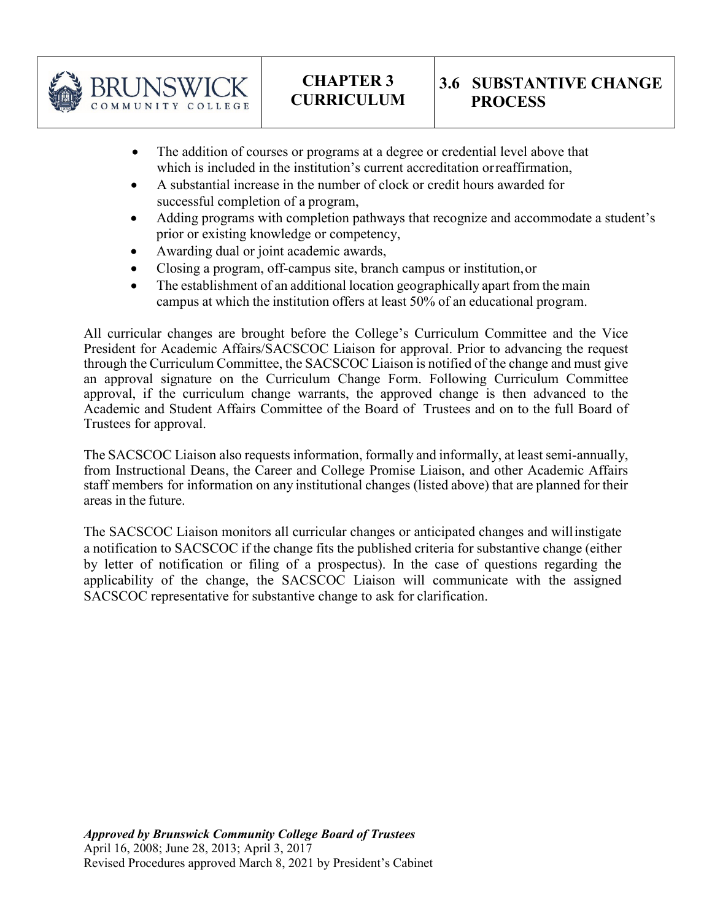- The addition of courses or programs at a degree or credential level above that which is included in the institution's current accreditation or reaffirmation,
- A substantial increase in the number of clock or credit hours awarded for successful completion of a program,
- Adding programs with completion pathways that recognize and accommodate a student's prior or existing knowledge or competency,
- Awarding dual or joint academic awards,
- Closing a program, off-campus site, branch campus or institution, or
- The establishment of an additional location geographically apart from the main campus at which the institution offers at least 50% of an educational program.

All curricular changes are brought before the College's Curriculum Committee and the Vice President for Academic Affairs/SACSCOC Liaison for approval. Prior to advancing the request through the Curriculum Committee, the SACSCOC Liaison is notified of the change and must give an approval signature on the Curriculum Change Form. Following Curriculum Committee approval, if the curriculum change warrants, the approved change is then advanced to the Academic and Student Affairs Committee of the Board of Trustees and on to the full Board of Trustees for approval.

The SACSCOC Liaison also requests information, formally and informally, at least semi-annually, from Instructional Deans, the Career and College Promise Liaison, and other Academic Affairs staff members for information on any institutional changes (listed above) that are planned for their areas in the future.

The SACSCOC Liaison monitors all curricular changes or anticipated changes and will instigate a notification to SACSCOC if the change fits the published criteria for substantive change (either by letter of notification or filing of a prospectus). In the case of questions regarding the applicability of the change, the SACSCOC Liaison will communicate with the assigned SACSCOC representative for substantive change to ask for clarification.

***Approved by Brunswick Community College Board of Trustees***
April 16, 2008; June 28, 2013; April 3, 2017
Revised Procedures approved March 8, 2021 by President's Cabinet